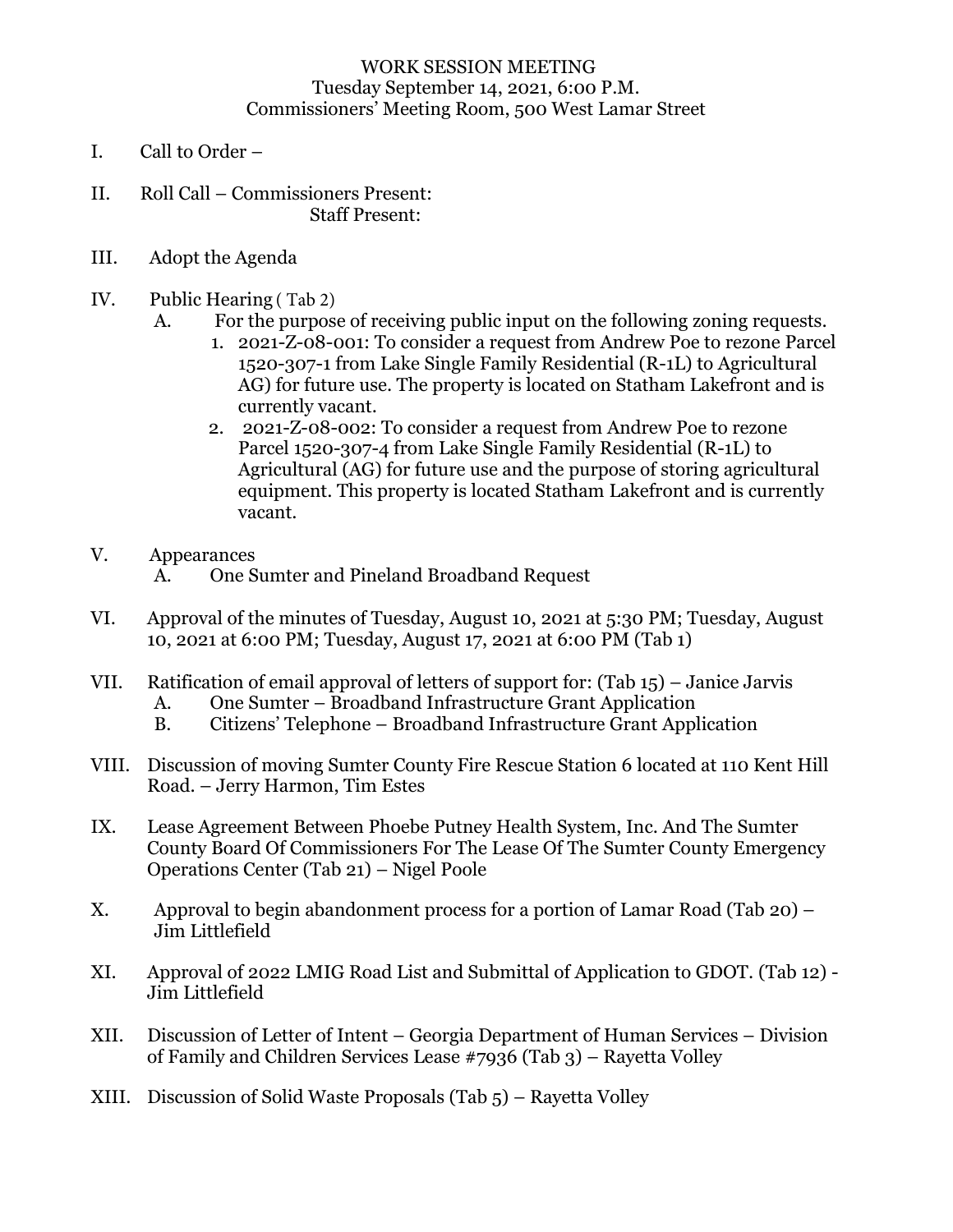WORK SESSION MEETING
Tuesday September 14, 2021, 6:00 P.M.
Commissioners' Meeting Room, 500 West Lamar Street

I. Call to Order –

II. Roll Call – Commissioners Present:
Staff Present:

III. Adopt the Agenda

IV. Public Hearing ( Tab 2)
   A. For the purpose of receiving public input on the following zoning requests.
      1. 2021-Z-08-001: To consider a request from Andrew Poe to rezone Parcel 1520-307-1 from Lake Single Family Residential (R-1L) to Agricultural AG) for future use. The property is located on Statham Lakefront and is currently vacant.
      2. 2021-Z-08-002: To consider a request from Andrew Poe to rezone Parcel 1520-307-4 from Lake Single Family Residential (R-1L) to Agricultural (AG) for future use and the purpose of storing agricultural equipment. This property is located Statham Lakefront and is currently vacant.

V. Appearances
   A. One Sumter and Pineland Broadband Request

VI. Approval of the minutes of Tuesday, August 10, 2021 at 5:30 PM; Tuesday, August 10, 2021 at 6:00 PM; Tuesday, August 17, 2021 at 6:00 PM (Tab 1)

VII. Ratification of email approval of letters of support for: (Tab 15) – Janice Jarvis
   A. One Sumter – Broadband Infrastructure Grant Application
   B. Citizens' Telephone – Broadband Infrastructure Grant Application

VIII. Discussion of moving Sumter County Fire Rescue Station 6 located at 110 Kent Hill Road. – Jerry Harmon, Tim Estes

IX. Lease Agreement Between Phoebe Putney Health System, Inc. And The Sumter County Board Of Commissioners For The Lease Of The Sumter County Emergency Operations Center (Tab 21) – Nigel Poole

X. Approval to begin abandonment process for a portion of Lamar Road (Tab 20) – Jim Littlefield

XI. Approval of 2022 LMIG Road List and Submittal of Application to GDOT. (Tab 12) - Jim Littlefield

XII. Discussion of Letter of Intent – Georgia Department of Human Services – Division of Family and Children Services Lease #7936 (Tab 3) – Rayetta Volley

XIII. Discussion of Solid Waste Proposals (Tab 5) – Rayetta Volley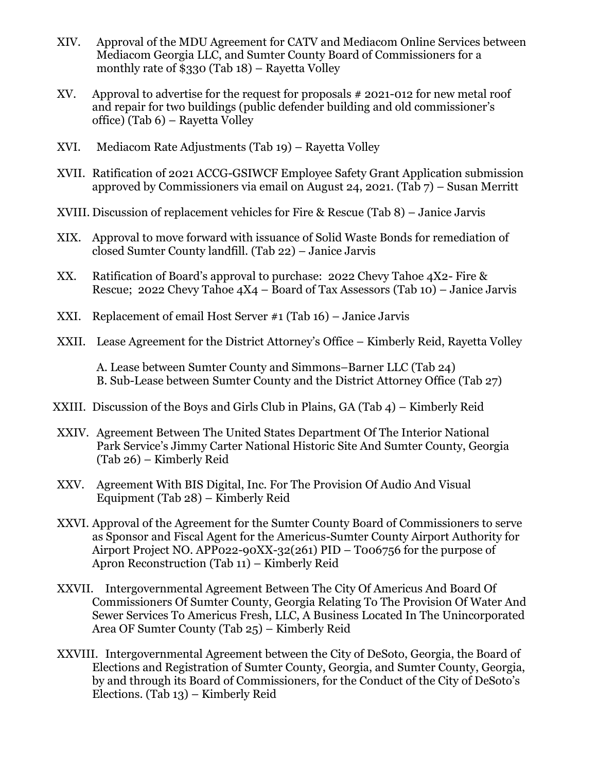XIV. Approval of the MDU Agreement for CATV and Mediacom Online Services between Mediacom Georgia LLC, and Sumter County Board of Commissioners for a monthly rate of $330 (Tab 18) – Rayetta Volley

XV. Approval to advertise for the request for proposals # 2021-012 for new metal roof and repair for two buildings (public defender building and old commissioner's office) (Tab 6) – Rayetta Volley

XVI. Mediacom Rate Adjustments (Tab 19) – Rayetta Volley

XVII. Ratification of 2021 ACCG-GSIWCF Employee Safety Grant Application submission approved by Commissioners via email on August 24, 2021. (Tab 7) – Susan Merritt

XVIII. Discussion of replacement vehicles for Fire & Rescue (Tab 8) – Janice Jarvis

XIX. Approval to move forward with issuance of Solid Waste Bonds for remediation of closed Sumter County landfill. (Tab 22) – Janice Jarvis

XX. Ratification of Board's approval to purchase: 2022 Chevy Tahoe 4X2- Fire & Rescue; 2022 Chevy Tahoe 4X4 – Board of Tax Assessors (Tab 10) – Janice Jarvis

XXI. Replacement of email Host Server #1 (Tab 16) – Janice Jarvis

XXII. Lease Agreement for the District Attorney's Office – Kimberly Reid, Rayetta Volley

A. Lease between Sumter County and Simmons–Barner LLC (Tab 24)
B. Sub-Lease between Sumter County and the District Attorney Office (Tab 27)

XXIII. Discussion of the Boys and Girls Club in Plains, GA (Tab 4) – Kimberly Reid

XXIV. Agreement Between The United States Department Of The Interior National Park Service's Jimmy Carter National Historic Site And Sumter County, Georgia (Tab 26) – Kimberly Reid

XXV. Agreement With BIS Digital, Inc. For The Provision Of Audio And Visual Equipment (Tab 28) – Kimberly Reid

XXVI. Approval of the Agreement for the Sumter County Board of Commissioners to serve as Sponsor and Fiscal Agent for the Americus-Sumter County Airport Authority for Airport Project NO. APP022-90XX-32(261) PID – T006756 for the purpose of Apron Reconstruction (Tab 11) – Kimberly Reid

XXVII. Intergovernmental Agreement Between The City Of Americus And Board Of Commissioners Of Sumter County, Georgia Relating To The Provision Of Water And Sewer Services To Americus Fresh, LLC, A Business Located In The Unincorporated Area OF Sumter County (Tab 25) – Kimberly Reid

XXVIII. Intergovernmental Agreement between the City of DeSoto, Georgia, the Board of Elections and Registration of Sumter County, Georgia, and Sumter County, Georgia, by and through its Board of Commissioners, for the Conduct of the City of DeSoto's Elections. (Tab 13) – Kimberly Reid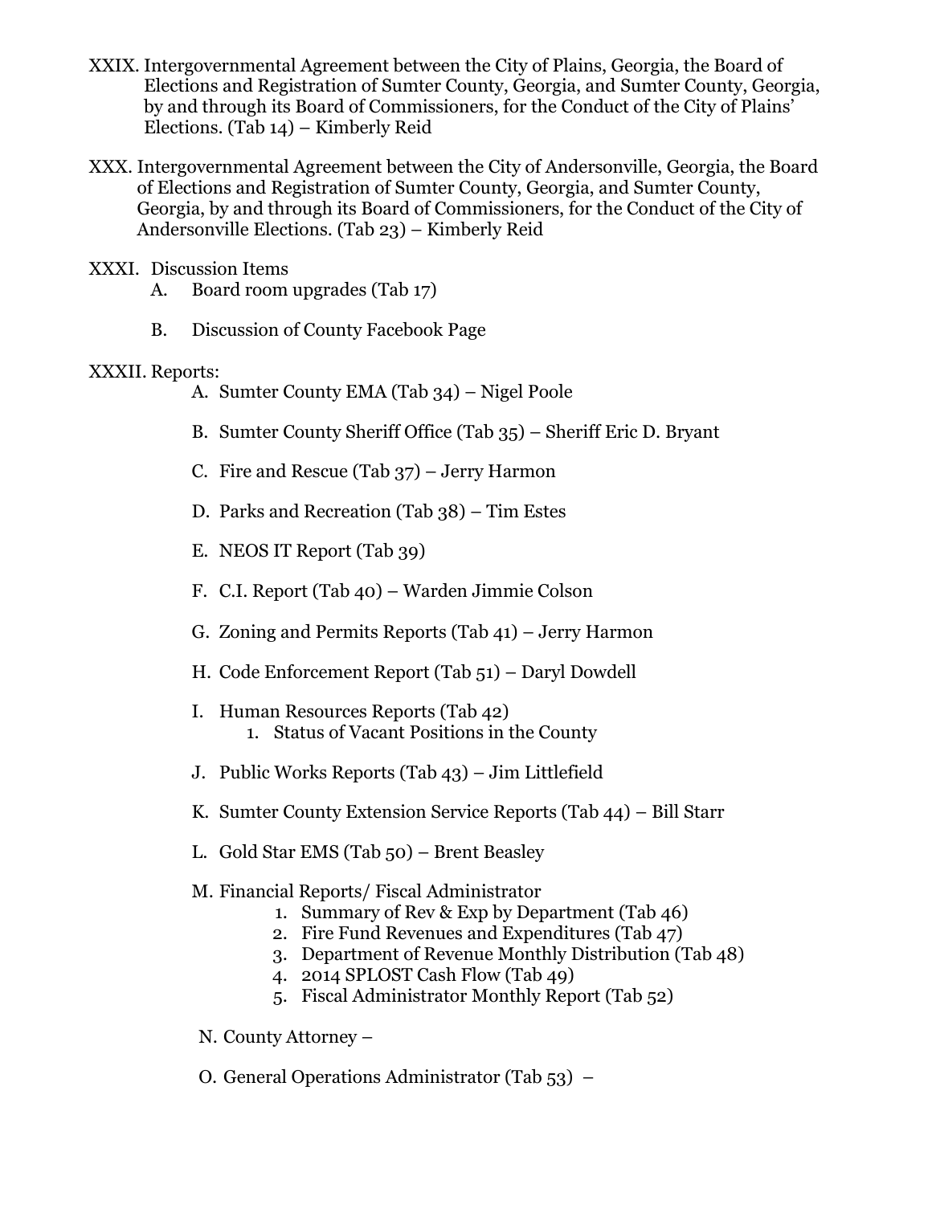XXIX. Intergovernmental Agreement between the City of Plains, Georgia, the Board of Elections and Registration of Sumter County, Georgia, and Sumter County, Georgia, by and through its Board of Commissioners, for the Conduct of the City of Plains' Elections. (Tab 14) – Kimberly Reid

XXX. Intergovernmental Agreement between the City of Andersonville, Georgia, the Board of Elections and Registration of Sumter County, Georgia, and Sumter County, Georgia, by and through its Board of Commissioners, for the Conduct of the City of Andersonville Elections. (Tab 23) – Kimberly Reid

XXXI. Discussion Items

- A. Board room upgrades (Tab 17)
- B. Discussion of County Facebook Page

XXXII. Reports:

- A. Sumter County EMA (Tab 34) – Nigel Poole
- B. Sumter County Sheriff Office (Tab 35) – Sheriff Eric D. Bryant
- C. Fire and Rescue (Tab 37) – Jerry Harmon
- D. Parks and Recreation (Tab 38) – Tim Estes
- E. NEOS IT Report (Tab 39)
- F. C.I. Report (Tab 40) – Warden Jimmie Colson
- G. Zoning and Permits Reports (Tab 41) – Jerry Harmon
- H. Code Enforcement Report (Tab 51) – Daryl Dowdell
- I. Human Resources Reports (Tab 42)
    1. Status of Vacant Positions in the County
- J. Public Works Reports (Tab 43) – Jim Littlefield
- K. Sumter County Extension Service Reports (Tab 44) – Bill Starr
- L. Gold Star EMS (Tab 50) – Brent Beasley
- M. Financial Reports/ Fiscal Administrator
    1. Summary of Rev & Exp by Department (Tab 46)
    2. Fire Fund Revenues and Expenditures (Tab 47)
    3. Department of Revenue Monthly Distribution (Tab 48)
    4. 2014 SPLOST Cash Flow (Tab 49)
    5. Fiscal Administrator Monthly Report (Tab 52)
- N. County Attorney –
- O. General Operations Administrator (Tab 53) –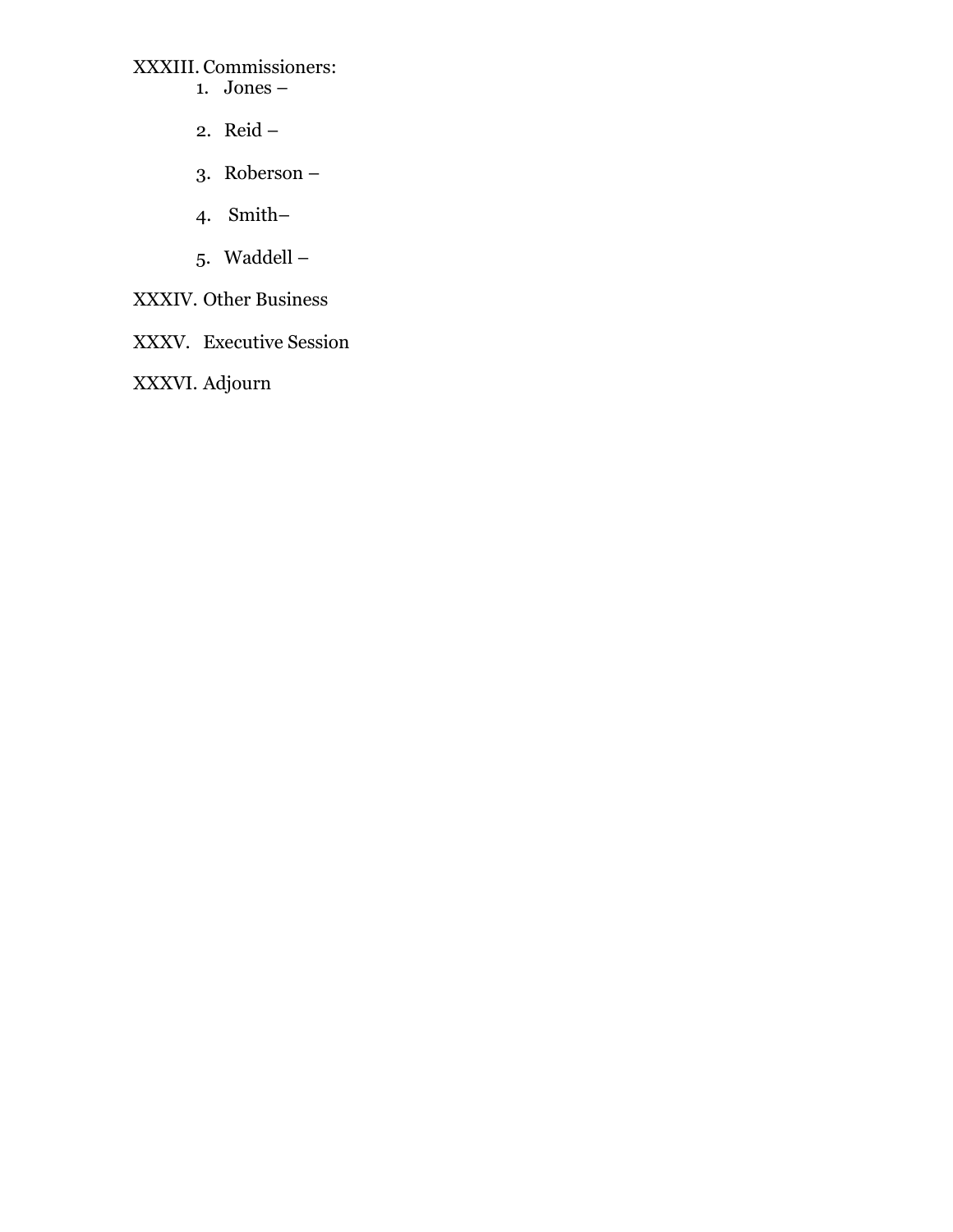XXXIII. Commissioners:

1. Jones –
2. Reid –
3. Roberson –
4. Smith–
5. Waddell –

XXXIV. Other Business

XXXV. Executive Session

XXXVI. Adjourn